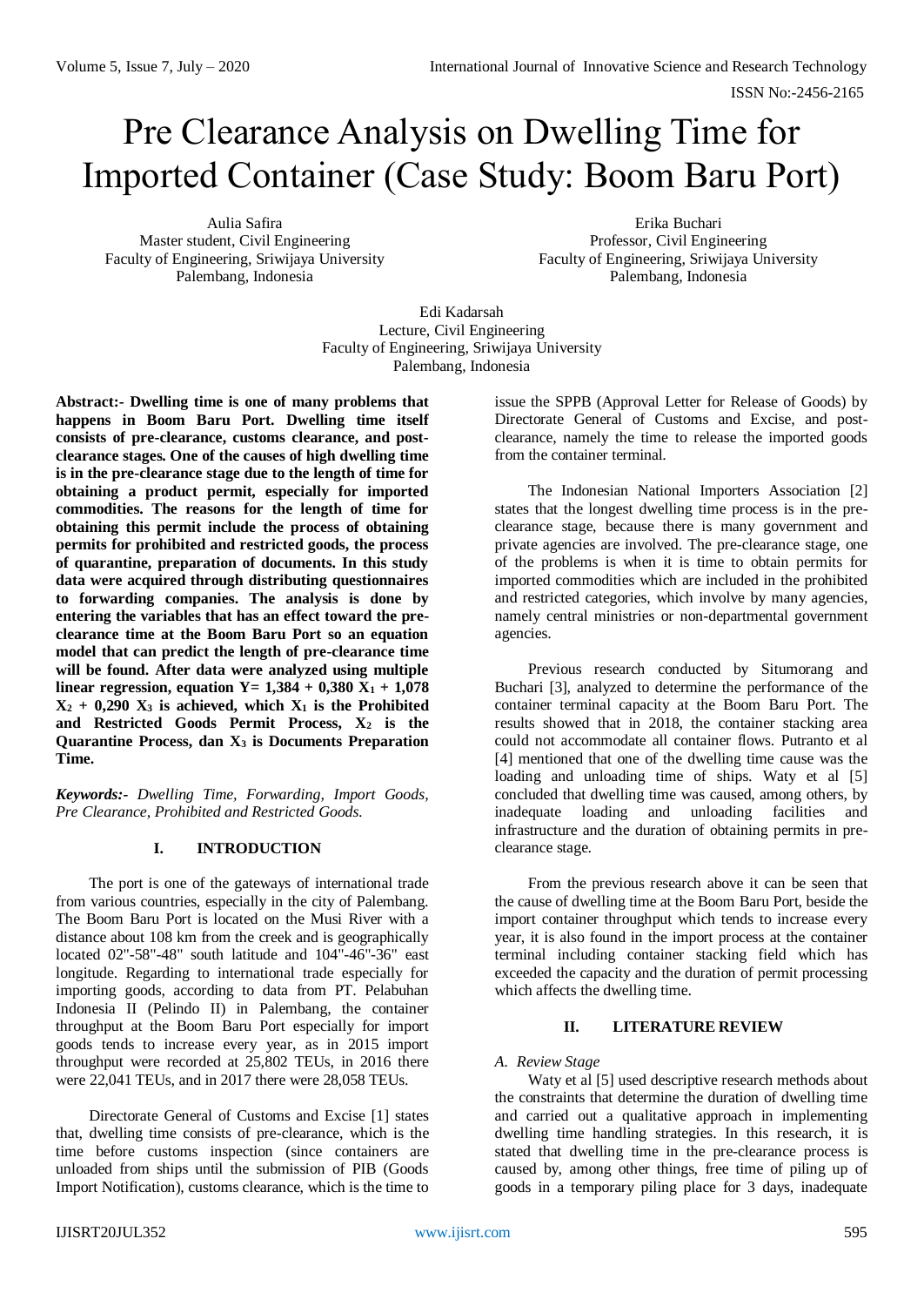# Pre Clearance Analysis on Dwelling Time for Imported Container (Case Study: Boom Baru Port)

Aulia Safira
Master student, Civil Engineering
Faculty of Engineering, Sriwijaya University
Palembang, Indonesia

Erika Buchari
Professor, Civil Engineering
Faculty of Engineering, Sriwijaya University
Palembang, Indonesia

Edi Kadarsah
Lecture, Civil Engineering
Faculty of Engineering, Sriwijaya University
Palembang, Indonesia

**Abstract:- Dwelling time is one of many problems that happens in Boom Baru Port. Dwelling time itself consists of pre-clearance, customs clearance, and post-clearance stages. One of the causes of high dwelling time is in the pre-clearance stage due to the length of time for obtaining a product permit, especially for imported commodities. The reasons for the length of time for obtaining this permit include the process of obtaining permits for prohibited and restricted goods, the process of quarantine, preparation of documents. In this study data were acquired through distributing questionnaires to forwarding companies. The analysis is done by entering the variables that has an effect toward the pre-clearance time at the Boom Baru Port so an equation model that can predict the length of pre-clearance time will be found. After data were analyzed using multiple linear regression, equation $Y = 1{,}384 + 0{,}380\ X_1 + 1{,}078\ X_2 + 0{,}290\ X_3$ is achieved, which $X_1$ is the Prohibited and Restricted Goods Permit Process, $X_2$ is the Quarantine Process, dan $X_3$ is Documents Preparation Time.**

***Keywords:-*** *Dwelling Time, Forwarding, Import Goods, Pre Clearance, Prohibited and Restricted Goods.*

## I. INTRODUCTION

The port is one of the gateways of international trade from various countries, especially in the city of Palembang. The Boom Baru Port is located on the Musi River with a distance about 108 km from the creek and is geographically located 02"-58"-48" south latitude and 104"-46"-36" east longitude. Regarding to international trade especially for importing goods, according to data from PT. Pelabuhan Indonesia II (Pelindo II) in Palembang, the container throughput at the Boom Baru Port especially for import goods tends to increase every year, as in 2015 import throughput were recorded at 25,802 TEUs, in 2016 there were 22,041 TEUs, and in 2017 there were 28,058 TEUs.

Directorate General of Customs and Excise [1] states that, dwelling time consists of pre-clearance, which is the time before customs inspection (since containers are unloaded from ships until the submission of PIB (Goods Import Notification), customs clearance, which is the time to issue the SPPB (Approval Letter for Release of Goods) by Directorate General of Customs and Excise, and post-clearance, namely the time to release the imported goods from the container terminal.

The Indonesian National Importers Association [2] states that the longest dwelling time process is in the pre-clearance stage, because there is many government and private agencies are involved. The pre-clearance stage, one of the problems is when it is time to obtain permits for imported commodities which are included in the prohibited and restricted categories, which involve by many agencies, namely central ministries or non-departmental government agencies.

Previous research conducted by Situmorang and Buchari [3], analyzed to determine the performance of the container terminal capacity at the Boom Baru Port. The results showed that in 2018, the container stacking area could not accommodate all container flows. Putranto et al [4] mentioned that one of the dwelling time cause was the loading and unloading time of ships. Waty et al [5] concluded that dwelling time was caused, among others, by inadequate loading and unloading facilities and infrastructure and the duration of obtaining permits in pre-clearance stage.

From the previous research above it can be seen that the cause of dwelling time at the Boom Baru Port, beside the import container throughput which tends to increase every year, it is also found in the import process at the container terminal including container stacking field which has exceeded the capacity and the duration of permit processing which affects the dwelling time.

## II. LITERATURE REVIEW

### *A. Review Stage*

Waty et al [5] used descriptive research methods about the constraints that determine the duration of dwelling time and carried out a qualitative approach in implementing dwelling time handling strategies. In this research, it is stated that dwelling time in the pre-clearance process is caused by, among other things, free time of piling up of goods in a temporary piling place for 3 days, inadequate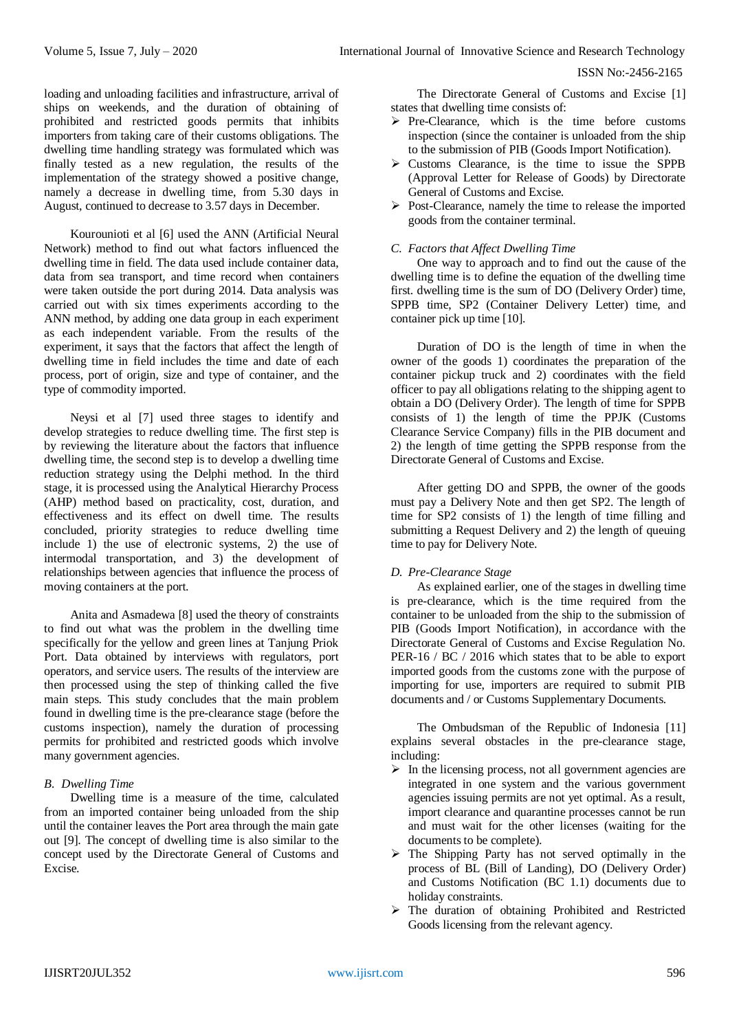loading and unloading facilities and infrastructure, arrival of ships on weekends, and the duration of obtaining of prohibited and restricted goods permits that inhibits importers from taking care of their customs obligations. The dwelling time handling strategy was formulated which was finally tested as a new regulation, the results of the implementation of the strategy showed a positive change, namely a decrease in dwelling time, from 5.30 days in August, continued to decrease to 3.57 days in December.

Kourounioti et al [6] used the ANN (Artificial Neural Network) method to find out what factors influenced the dwelling time in field. The data used include container data, data from sea transport, and time record when containers were taken outside the port during 2014. Data analysis was carried out with six times experiments according to the ANN method, by adding one data group in each experiment as each independent variable. From the results of the experiment, it says that the factors that affect the length of dwelling time in field includes the time and date of each process, port of origin, size and type of container, and the type of commodity imported.

Neysi et al [7] used three stages to identify and develop strategies to reduce dwelling time. The first step is by reviewing the literature about the factors that influence dwelling time, the second step is to develop a dwelling time reduction strategy using the Delphi method. In the third stage, it is processed using the Analytical Hierarchy Process (AHP) method based on practicality, cost, duration, and effectiveness and its effect on dwell time. The results concluded, priority strategies to reduce dwelling time include 1) the use of electronic systems, 2) the use of intermodal transportation, and 3) the development of relationships between agencies that influence the process of moving containers at the port.

Anita and Asmadewa [8] used the theory of constraints to find out what was the problem in the dwelling time specifically for the yellow and green lines at Tanjung Priok Port. Data obtained by interviews with regulators, port operators, and service users. The results of the interview are then processed using the step of thinking called the five main steps. This study concludes that the main problem found in dwelling time is the pre-clearance stage (before the customs inspection), namely the duration of processing permits for prohibited and restricted goods which involve many government agencies.

### *B. Dwelling Time*

Dwelling time is a measure of the time, calculated from an imported container being unloaded from the ship until the container leaves the Port area through the main gate out [9]. The concept of dwelling time is also similar to the concept used by the Directorate General of Customs and Excise.

The Directorate General of Customs and Excise [1] states that dwelling time consists of:

- Pre-Clearance, which is the time before customs inspection (since the container is unloaded from the ship to the submission of PIB (Goods Import Notification).
- Customs Clearance, is the time to issue the SPPB (Approval Letter for Release of Goods) by Directorate General of Customs and Excise.
- Post-Clearance, namely the time to release the imported goods from the container terminal.

### *C. Factors that Affect Dwelling Time*

One way to approach and to find out the cause of the dwelling time is to define the equation of the dwelling time first. dwelling time is the sum of DO (Delivery Order) time, SPPB time, SP2 (Container Delivery Letter) time, and container pick up time [10].

Duration of DO is the length of time in when the owner of the goods 1) coordinates the preparation of the container pickup truck and 2) coordinates with the field officer to pay all obligations relating to the shipping agent to obtain a DO (Delivery Order). The length of time for SPPB consists of 1) the length of time the PPJK (Customs Clearance Service Company) fills in the PIB document and 2) the length of time getting the SPPB response from the Directorate General of Customs and Excise.

After getting DO and SPPB, the owner of the goods must pay a Delivery Note and then get SP2. The length of time for SP2 consists of 1) the length of time filling and submitting a Request Delivery and 2) the length of queuing time to pay for Delivery Note.

### *D. Pre-Clearance Stage*

As explained earlier, one of the stages in dwelling time is pre-clearance, which is the time required from the container to be unloaded from the ship to the submission of PIB (Goods Import Notification), in accordance with the Directorate General of Customs and Excise Regulation No. PER-16 / BC / 2016 which states that to be able to export imported goods from the customs zone with the purpose of importing for use, importers are required to submit PIB documents and / or Customs Supplementary Documents.

The Ombudsman of the Republic of Indonesia [11] explains several obstacles in the pre-clearance stage, including:

- In the licensing process, not all government agencies are integrated in one system and the various government agencies issuing permits are not yet optimal. As a result, import clearance and quarantine processes cannot be run and must wait for the other licenses (waiting for the documents to be complete).
- The Shipping Party has not served optimally in the process of BL (Bill of Landing), DO (Delivery Order) and Customs Notification (BC 1.1) documents due to holiday constraints.
- The duration of obtaining Prohibited and Restricted Goods licensing from the relevant agency.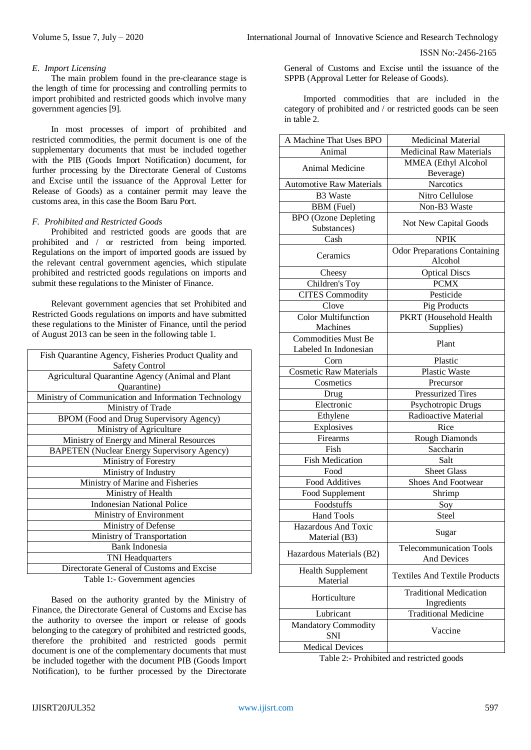### E. Import Licensing

The main problem found in the pre-clearance stage is the length of time for processing and controlling permits to import prohibited and restricted goods which involve many government agencies [9].

In most processes of import of prohibited and restricted commodities, the permit document is one of the supplementary documents that must be included together with the PIB (Goods Import Notification) document, for further processing by the Directorate General of Customs and Excise until the issuance of the Approval Letter for Release of Goods) as a container permit may leave the customs area, in this case the Boom Baru Port.

### F. Prohibited and Restricted Goods

Prohibited and restricted goods are goods that are prohibited and / or restricted from being imported. Regulations on the import of imported goods are issued by the relevant central government agencies, which stipulate prohibited and restricted goods regulations on imports and submit these regulations to the Minister of Finance.

Relevant government agencies that set Prohibited and Restricted Goods regulations on imports and have submitted these regulations to the Minister of Finance, until the period of August 2013 can be seen in the following table 1.

| Government agencies |
|---|
| Fish Quarantine Agency, Fisheries Product Quality and Safety Control |
| Agricultural Quarantine Agency (Animal and Plant Quarantine) |
| Ministry of Communication and Information Technology |
| Ministry of Trade |
| BPOM (Food and Drug Supervisory Agency) |
| Ministry of Agriculture |
| Ministry of Energy and Mineral Resources |
| BAPETEN (Nuclear Energy Supervisory Agency) |
| Ministry of Forestry |
| Ministry of Industry |
| Ministry of Marine and Fisheries |
| Ministry of Health |
| Indonesian National Police |
| Ministry of Environment |
| Ministry of Defense |
| Ministry of Transportation |
| Bank Indonesia |
| TNI Headquarters |
| Directorate General of Customs and Excise |

Table 1:- Government agencies

Based on the authority granted by the Ministry of Finance, the Directorate General of Customs and Excise has the authority to oversee the import or release of goods belonging to the category of prohibited and restricted goods, therefore the prohibited and restricted goods permit document is one of the complementary documents that must be included together with the document PIB (Goods Import Notification), to be further processed by the Directorate General of Customs and Excise until the issuance of the SPPB (Approval Letter for Release of Goods).

Imported commodities that are included in the category of prohibited and / or restricted goods can be seen in table 2.

| | |
|---|---|
| A Machine That Uses BPO | Medicinal Material |
| Animal | Medicinal Raw Materials |
| Animal Medicine | MMEA (Ethyl Alcohol Beverage) |
| Automotive Raw Materials | Narcotics |
| B3 Waste | Nitro Cellulose |
| BBM (Fuel) | Non-B3 Waste |
| BPO (Ozone Depleting Substances) | Not New Capital Goods |
| Cash | NPIK |
| Ceramics | Odor Preparations Containing Alcohol |
| Cheesy | Optical Discs |
| Children's Toy | PCMX |
| CITES Commodity | Pesticide |
| Clove | Pig Products |
| Color Multifunction Machines | PKRT (Household Health Supplies) |
| Commodities Must Be Labeled In Indonesian | Plant |
| Corn | Plastic |
| Cosmetic Raw Materials | Plastic Waste |
| Cosmetics | Precursor |
| Drug | Pressurized Tires |
| Electronic | Psychotropic Drugs |
| Ethylene | Radioactive Material |
| Explosives | Rice |
| Firearms | Rough Diamonds |
| Fish | Saccharin |
| Fish Medication | Salt |
| Food | Sheet Glass |
| Food Additives | Shoes And Footwear |
| Food Supplement | Shrimp |
| Foodstuffs | Soy |
| Hand Tools | Steel |
| Hazardous And Toxic Material (B3) | Sugar |
| Hazardous Materials (B2) | Telecommunication Tools And Devices |
| Health Supplement Material | Textiles And Textile Products |
| Horticulture | Traditional Medication Ingredients |
| Lubricant | Traditional Medicine |
| Mandatory Commodity SNI | Vaccine |
| Medical Devices | |

Table 2:- Prohibited and restricted goods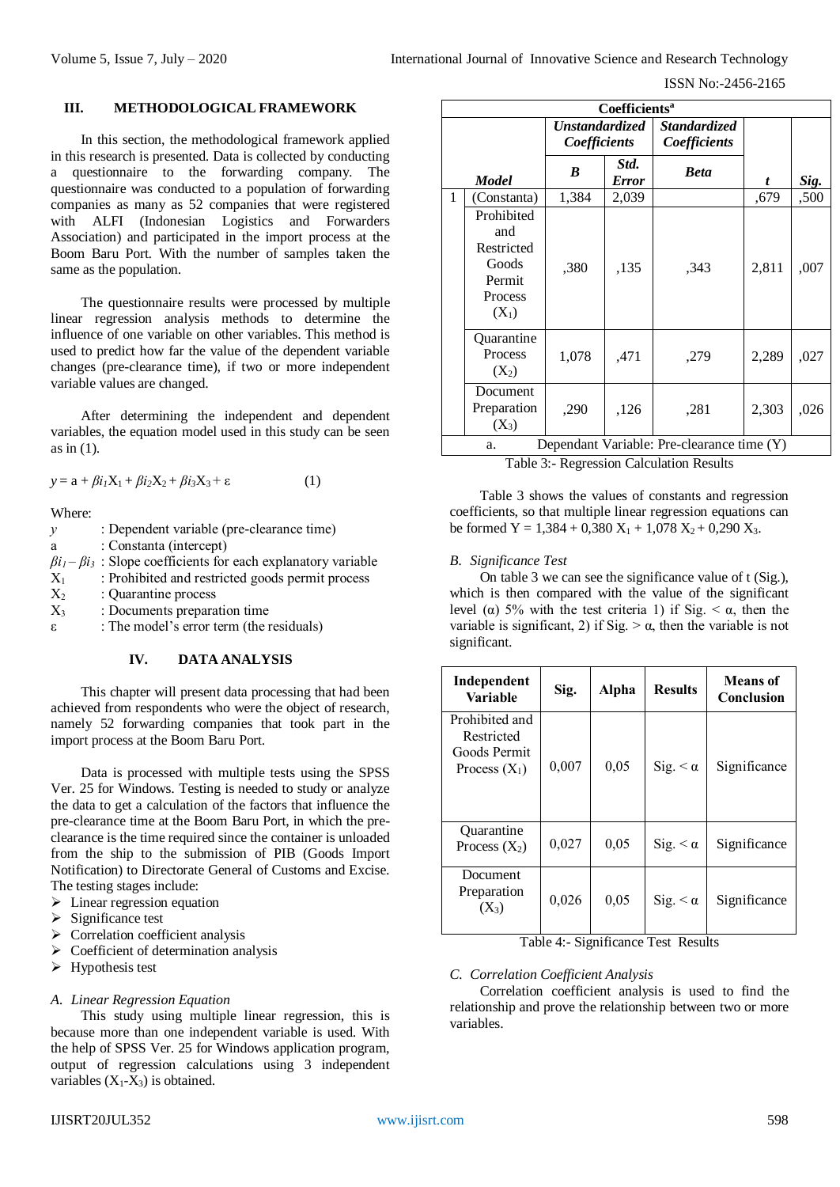## III. METHODOLOGICAL FRAMEWORK

In this section, the methodological framework applied in this research is presented. Data is collected by conducting a questionnaire to the forwarding company. The questionnaire was conducted to a population of forwarding companies as many as 52 companies that were registered with ALFI (Indonesian Logistics and Forwarders Association) and participated in the import process at the Boom Baru Port. With the number of samples taken the same as the population.

The questionnaire results were processed by multiple linear regression analysis methods to determine the influence of one variable on other variables. This method is used to predict how far the value of the dependent variable changes (pre-clearance time), if two or more independent variable values are changed.

After determining the independent and dependent variables, the equation model used in this study can be seen as in (1).

$$y = a + \beta i_1 X_1 + \beta i_2 X_2 + \beta i_3 X_3 + \varepsilon \quad (1)$$

Where:

- $y$ : Dependent variable (pre-clearance time)
- a : Constanta (intercept)
- $\beta i_1 - \beta i_3$ : Slope coefficients for each explanatory variable
- $X_1$ : Prohibited and restricted goods permit process
- $X_2$ : Quarantine process
- $X_3$ : Documents preparation time
- $\varepsilon$ : The model's error term (the residuals)

## IV. DATA ANALYSIS

This chapter will present data processing that had been achieved from respondents who were the object of research, namely 52 forwarding companies that took part in the import process at the Boom Baru Port.

Data is processed with multiple tests using the SPSS Ver. 25 for Windows. Testing is needed to study or analyze the data to get a calculation of the factors that influence the pre-clearance time at the Boom Baru Port, in which the pre-clearance is the time required since the container is unloaded from the ship to the submission of PIB (Goods Import Notification) to Directorate General of Customs and Excise. The testing stages include:

- Linear regression equation
- Significance test
- Correlation coefficient analysis
- Coefficient of determination analysis
- Hypothesis test

### *A. Linear Regression Equation*

This study using multiple linear regression, this is because more than one independent variable is used. With the help of SPSS Ver. 25 for Windows application program, output of regression calculations using 3 independent variables ($X_1$-$X_3$) is obtained.

| Coefficients[a] | | | | | | |
|---|---|---|---|---|---|---|
| | | ***Unstandardized Coefficients*** | | ***Standardized Coefficients*** | | |
| ***Model*** | | ***B*** | ***Std. Error*** | ***Beta*** | ***t*** | ***Sig.*** |
| 1 | (Constanta) | 1,384 | 2,039 | | ,679 | ,500 |
| | Prohibited and Restricted Goods Permit Process ($X_1$) | ,380 | ,135 | ,343 | 2,811 | ,007 |
| | Quarantine Process ($X_2$) | 1,078 | ,471 | ,279 | 2,289 | ,027 |
| | Document Preparation ($X_3$) | ,290 | ,126 | ,281 | 2,303 | ,026 |
| a. Dependant Variable: Pre-clearance time (Y) | | | | | | |

Table 3:- Regression Calculation Results

Table 3 shows the values of constants and regression coefficients, so that multiple linear regression equations can be formed $Y = 1{,}384 + 0{,}380\ X_1 + 1{,}078\ X_2 + 0{,}290\ X_3$.

### *B. Significance Test*

On table 3 we can see the significance value of t (Sig.), which is then compared with the value of the significant level ($\alpha$) 5% with the test criteria 1) if Sig. < $\alpha$, then the variable is significant, 2) if Sig. > $\alpha$, then the variable is not significant.

| Independent Variable | Sig. | Alpha | Results | Means of Conclusion |
|---|---|---|---|---|
| Prohibited and Restricted Goods Permit Process ($X_1$) | 0,007 | 0,05 | Sig. < $\alpha$ | Significance |
| Quarantine Process ($X_2$) | 0,027 | 0,05 | Sig. < $\alpha$ | Significance |
| Document Preparation ($X_3$) | 0,026 | 0,05 | Sig. < $\alpha$ | Significance |

Table 4:- Significance Test Results

### *C. Correlation Coefficient Analysis*

Correlation coefficient analysis is used to find the relationship and prove the relationship between two or more variables.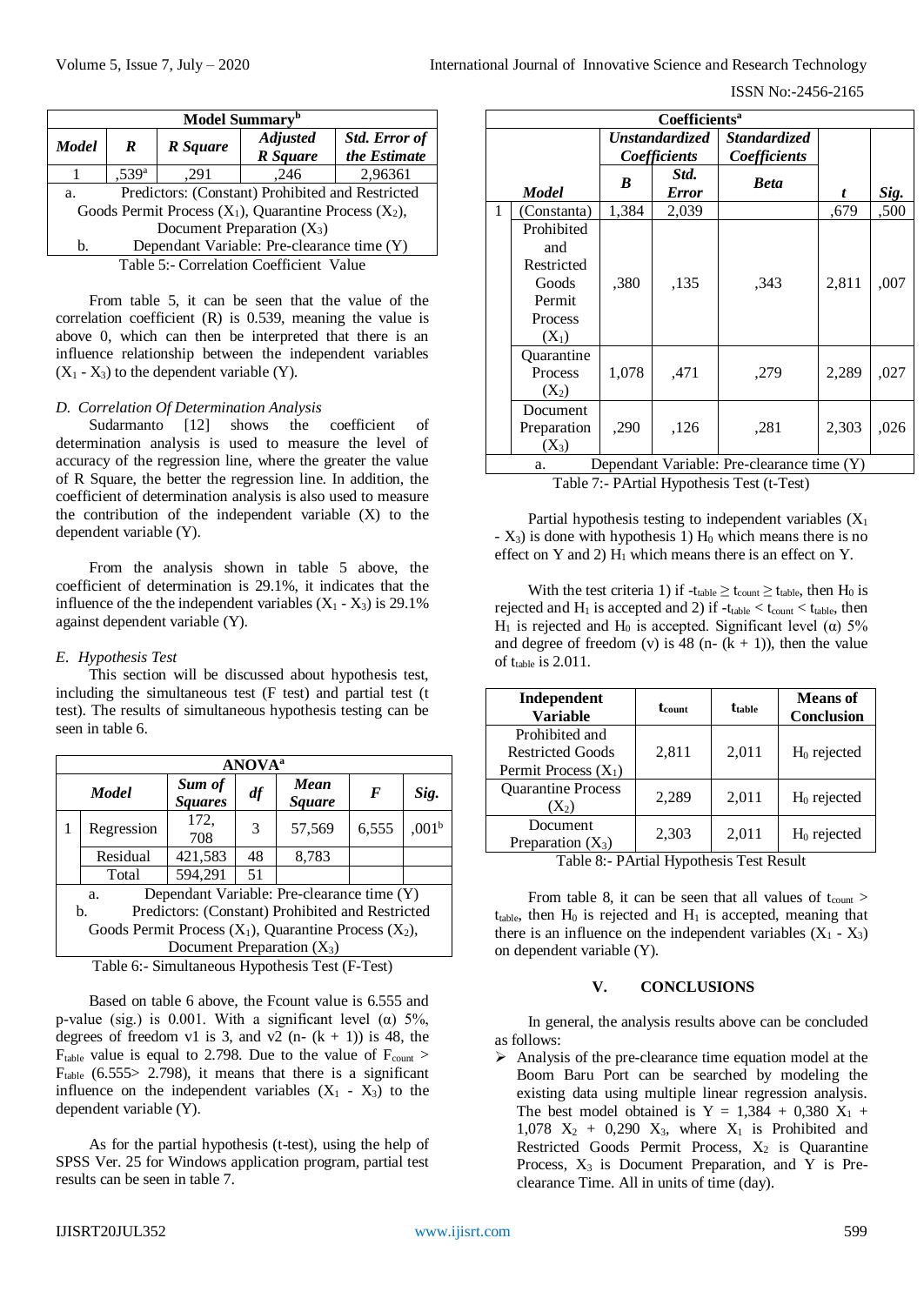| Model Summary[b] | | | | |
|---|---|---|---|---|
| *Model* | *R* | *R Square* | *Adjusted R Square* | *Std. Error of the Estimate* |
| 1 | ,539[a] | ,291 | ,246 | 2,96361 |
| a. Predictors: (Constant) Prohibited and Restricted Goods Permit Process ($X_1$), Quarantine Process ($X_2$), Document Preparation ($X_3$) | | | | |
| b. Dependant Variable: Pre-clearance time (Y) | | | | |

Table 5:- Correlation Coefficient Value

From table 5, it can be seen that the value of the correlation coefficient (R) is 0.539, meaning the value is above 0, which can then be interpreted that there is an influence relationship between the independent variables ($X_1$ - $X_3$) to the dependent variable (Y).

*D. Correlation Of Determination Analysis*

Sudarmanto [12] shows the coefficient of determination analysis is used to measure the level of accuracy of the regression line, where the greater the value of R Square, the better the regression line. In addition, the coefficient of determination analysis is also used to measure the contribution of the independent variable (X) to the dependent variable (Y).

From the analysis shown in table 5 above, the coefficient of determination is 29.1%, it indicates that the influence of the the independent variables ($X_1$ - $X_3$) is 29.1% against dependent variable (Y).

*E. Hypothesis Test*

This section will be discussed about hypothesis test, including the simultaneous test (F test) and partial test (t test). The results of simultaneous hypothesis testing can be seen in table 6.

| ANOVA[a] | | | | | | |
|---|---|---|---|---|---|---|
| *Model* | | *Sum of Squares* | *df* | *Mean Square* | *F* | *Sig.* |
| 1 | Regression | 172, 708 | 3 | 57,569 | 6,555 | ,001[b] |
| | Residual | 421,583 | 48 | 8,783 | | |
| | Total | 594,291 | 51 | | | |
| a. Dependant Variable: Pre-clearance time (Y) | | | | | | |
| b. Predictors: (Constant) Prohibited and Restricted Goods Permit Process ($X_1$), Quarantine Process ($X_2$), Document Preparation ($X_3$) | | | | | | |

Table 6:- Simultaneous Hypothesis Test (F-Test)

Based on table 6 above, the Fcount value is 6.555 and p-value (sig.) is 0.001. With a significant level (α) 5%, degrees of freedom v1 is 3, and v2 (n- (k + 1)) is 48, the $F_{table}$ value is equal to 2.798. Due to the value of $F_{count}$ > $F_{table}$ (6.555> 2.798), it means that there is a significant influence on the independent variables ($X_1$ - $X_3$) to the dependent variable (Y).

As for the partial hypothesis (t-test), using the help of SPSS Ver. 25 for Windows application program, partial test results can be seen in table 7.

| Coefficients[a] | | | | | | |
|---|---|---|---|---|---|---|
| | | *Unstandardized Coefficients* | | *Standardized Coefficients* | | |
| *Model* | | *B* | *Std. Error* | *Beta* | *t* | *Sig.* |
| 1 | (Constanta) | 1,384 | 2,039 | | ,679 | ,500 |
| | Prohibited and Restricted Goods Permit Process ($X_1$) | ,380 | ,135 | ,343 | 2,811 | ,007 |
| | Quarantine Process ($X_2$) | 1,078 | ,471 | ,279 | 2,289 | ,027 |
| | Document Preparation ($X_3$) | ,290 | ,126 | ,281 | 2,303 | ,026 |
| a. Dependant Variable: Pre-clearance time (Y) | | | | | | |

Table 7:- PArtial Hypothesis Test (t-Test)

Partial hypothesis testing to independent variables ($X_1$ - $X_3$) is done with hypothesis 1) $H_0$ which means there is no effect on Y and 2) $H_1$ which means there is an effect on Y.

With the test criteria 1) if $-t_{table} \geq t_{count} \geq t_{table}$, then $H_0$ is rejected and $H_1$ is accepted and 2) if $-t_{table} < t_{count} < t_{table}$, then $H_1$ is rejected and $H_0$ is accepted. Significant level (α) 5% and degree of freedom (v) is 48 (n- (k + 1)), then the value of $t_{table}$ is 2.011.

| Independent Variable | $t_{count}$ | $t_{table}$ | Means of Conclusion |
|---|---|---|---|
| Prohibited and Restricted Goods Permit Process ($X_1$) | 2,811 | 2,011 | $H_0$ rejected |
| Quarantine Process ($X_2$) | 2,289 | 2,011 | $H_0$ rejected |
| Document Preparation ($X_3$) | 2,303 | 2,011 | $H_0$ rejected |

Table 8:- PArtial Hypothesis Test Result

From table 8, it can be seen that all values of $t_{count}$ > $t_{table}$, then $H_0$ is rejected and $H_1$ is accepted, meaning that there is an influence on the independent variables ($X_1$ - $X_3$) on dependent variable (Y).

## V. CONCLUSIONS

In general, the analysis results above can be concluded as follows:

- Analysis of the pre-clearance time equation model at the Boom Baru Port can be searched by modeling the existing data using multiple linear regression analysis. The best model obtained is $Y = 1{,}384 + 0{,}380\ X_1 + 1{,}078\ X_2 + 0{,}290\ X_3$, where $X_1$ is Prohibited and Restricted Goods Permit Process, $X_2$ is Quarantine Process, $X_3$ is Document Preparation, and Y is Pre-clearance Time. All in units of time (day).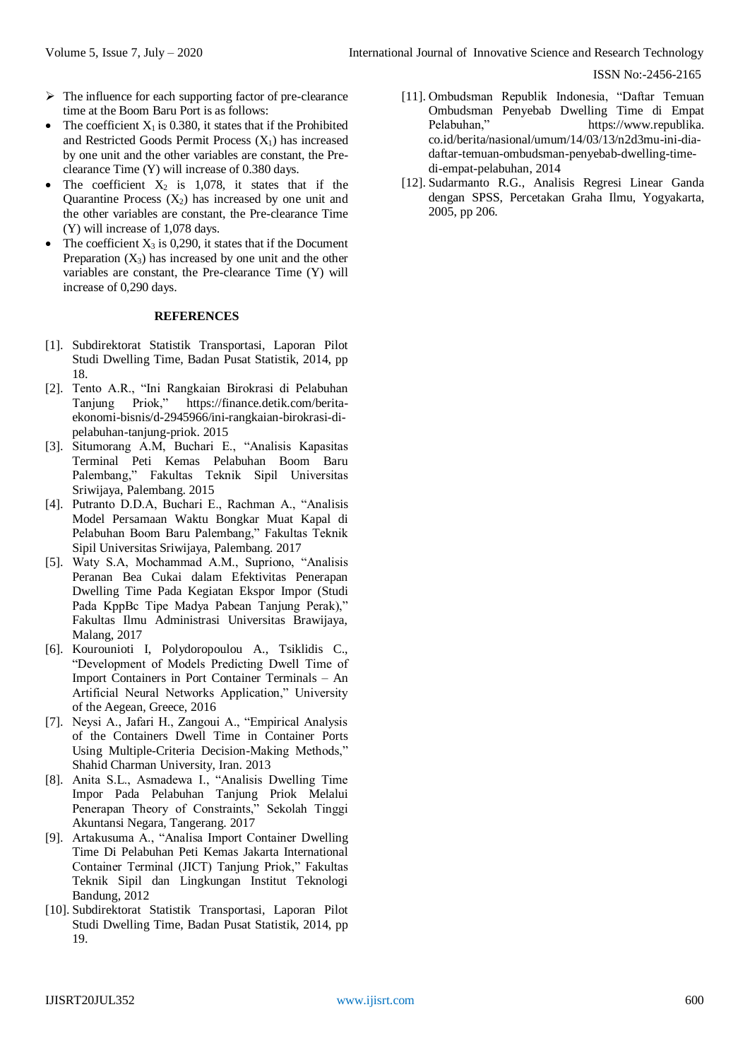- ➢ The influence for each supporting factor of pre-clearance time at the Boom Baru Port is as follows:
- The coefficient $X_1$ is 0.380, it states that if the Prohibited and Restricted Goods Permit Process ($X_1$) has increased by one unit and the other variables are constant, the Pre-clearance Time (Y) will increase of 0.380 days.
- The coefficient $X_2$ is 1,078, it states that if the Quarantine Process ($X_2$) has increased by one unit and the other variables are constant, the Pre-clearance Time (Y) will increase of 1,078 days.
- The coefficient $X_3$ is 0,290, it states that if the Document Preparation ($X_3$) has increased by one unit and the other variables are constant, the Pre-clearance Time (Y) will increase of 0,290 days.

## REFERENCES

[1]. Subdirektorat Statistik Transportasi, Laporan Pilot Studi Dwelling Time, Badan Pusat Statistik, 2014, pp 18.

[2]. Tento A.R., "Ini Rangkaian Birokrasi di Pelabuhan Tanjung Priok," https://finance.detik.com/berita-ekonomi-bisnis/d-2945966/ini-rangkaian-birokrasi-di-pelabuhan-tanjung-priok. 2015

[3]. Situmorang A.M, Buchari E., "Analisis Kapasitas Terminal Peti Kemas Pelabuhan Boom Baru Palembang," Fakultas Teknik Sipil Universitas Sriwijaya, Palembang. 2015

[4]. Putranto D.D.A, Buchari E., Rachman A., "Analisis Model Persamaan Waktu Bongkar Muat Kapal di Pelabuhan Boom Baru Palembang," Fakultas Teknik Sipil Universitas Sriwijaya, Palembang. 2017

[5]. Waty S.A, Mochammad A.M., Supriono, "Analisis Peranan Bea Cukai dalam Efektivitas Penerapan Dwelling Time Pada Kegiatan Ekspor Impor (Studi Pada KppBc Tipe Madya Pabean Tanjung Perak)," Fakultas Ilmu Administrasi Universitas Brawijaya, Malang, 2017

[6]. Kourounioti I, Polydoropoulou A., Tsiklidis C., "Development of Models Predicting Dwell Time of Import Containers in Port Container Terminals – An Artificial Neural Networks Application," University of the Aegean, Greece, 2016

[7]. Neysi A., Jafari H., Zangoui A., "Empirical Analysis of the Containers Dwell Time in Container Ports Using Multiple-Criteria Decision-Making Methods," Shahid Charman University, Iran. 2013

[8]. Anita S.L., Asmadewa I., "Analisis Dwelling Time Impor Pada Pelabuhan Tanjung Priok Melalui Penerapan Theory of Constraints," Sekolah Tinggi Akuntansi Negara, Tangerang. 2017

[9]. Artakusuma A., "Analisa Import Container Dwelling Time Di Pelabuhan Peti Kemas Jakarta International Container Terminal (JICT) Tanjung Priok," Fakultas Teknik Sipil dan Lingkungan Institut Teknologi Bandung, 2012

[10]. Subdirektorat Statistik Transportasi, Laporan Pilot Studi Dwelling Time, Badan Pusat Statistik, 2014, pp 19.

[11]. Ombudsman Republik Indonesia, "Daftar Temuan Ombudsman Penyebab Dwelling Time di Empat Pelabuhan," https://www.republika.co.id/berita/nasional/umum/14/03/13/n2d3mu-ini-dia-daftar-temuan-ombudsman-penyebab-dwelling-time-di-empat-pelabuhan, 2014

[12]. Sudarmanto R.G., Analisis Regresi Linear Ganda dengan SPSS, Percetakan Graha Ilmu, Yogyakarta, 2005, pp 206.